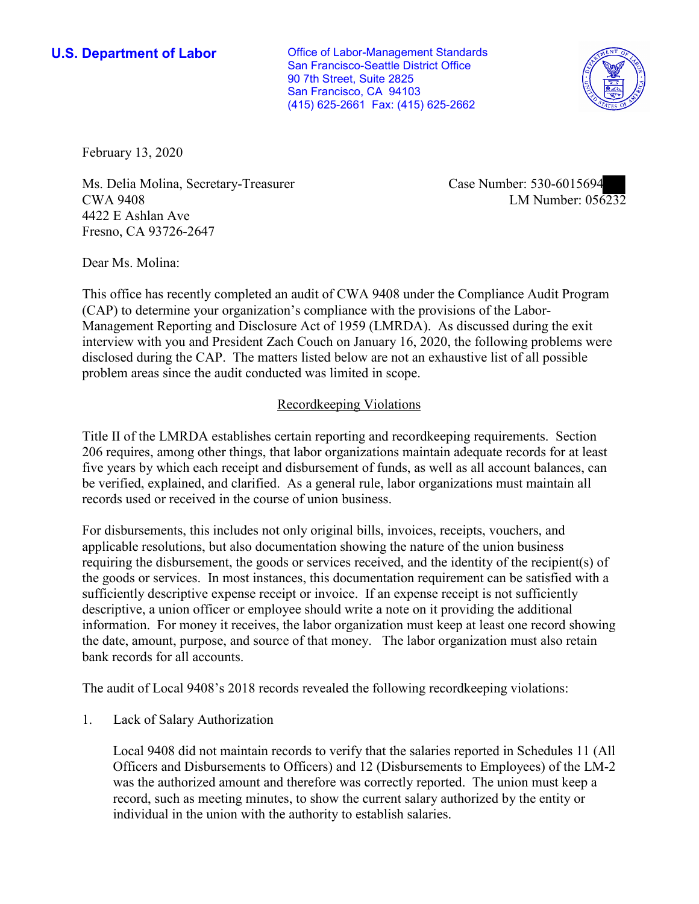**U.S. Department of Labor**

Office of Labor-Management Standards
San Francisco-Seattle District Office
90 7th Street, Suite 2825
San Francisco, CA 94103
(415) 625-2661 Fax: (415) 625-2662

February 13, 2020

Ms. Delia Molina, Secretary-Treasurer
CWA 9408
4422 E Ashlan Ave
Fresno, CA 93726-2647

Case Number: 530-6015694
LM Number: 056232

Dear Ms. Molina:

This office has recently completed an audit of CWA 9408 under the Compliance Audit Program (CAP) to determine your organization's compliance with the provisions of the Labor-Management Reporting and Disclosure Act of 1959 (LMRDA). As discussed during the exit interview with you and President Zach Couch on January 16, 2020, the following problems were disclosed during the CAP. The matters listed below are not an exhaustive list of all possible problem areas since the audit conducted was limited in scope.

## Recordkeeping Violations

Title II of the LMRDA establishes certain reporting and recordkeeping requirements. Section 206 requires, among other things, that labor organizations maintain adequate records for at least five years by which each receipt and disbursement of funds, as well as all account balances, can be verified, explained, and clarified. As a general rule, labor organizations must maintain all records used or received in the course of union business.

For disbursements, this includes not only original bills, invoices, receipts, vouchers, and applicable resolutions, but also documentation showing the nature of the union business requiring the disbursement, the goods or services received, and the identity of the recipient(s) of the goods or services. In most instances, this documentation requirement can be satisfied with a sufficiently descriptive expense receipt or invoice. If an expense receipt is not sufficiently descriptive, a union officer or employee should write a note on it providing the additional information. For money it receives, the labor organization must keep at least one record showing the date, amount, purpose, and source of that money. The labor organization must also retain bank records for all accounts.

The audit of Local 9408's 2018 records revealed the following recordkeeping violations:

1. Lack of Salary Authorization

   Local 9408 did not maintain records to verify that the salaries reported in Schedules 11 (All Officers and Disbursements to Officers) and 12 (Disbursements to Employees) of the LM-2 was the authorized amount and therefore was correctly reported. The union must keep a record, such as meeting minutes, to show the current salary authorized by the entity or individual in the union with the authority to establish salaries.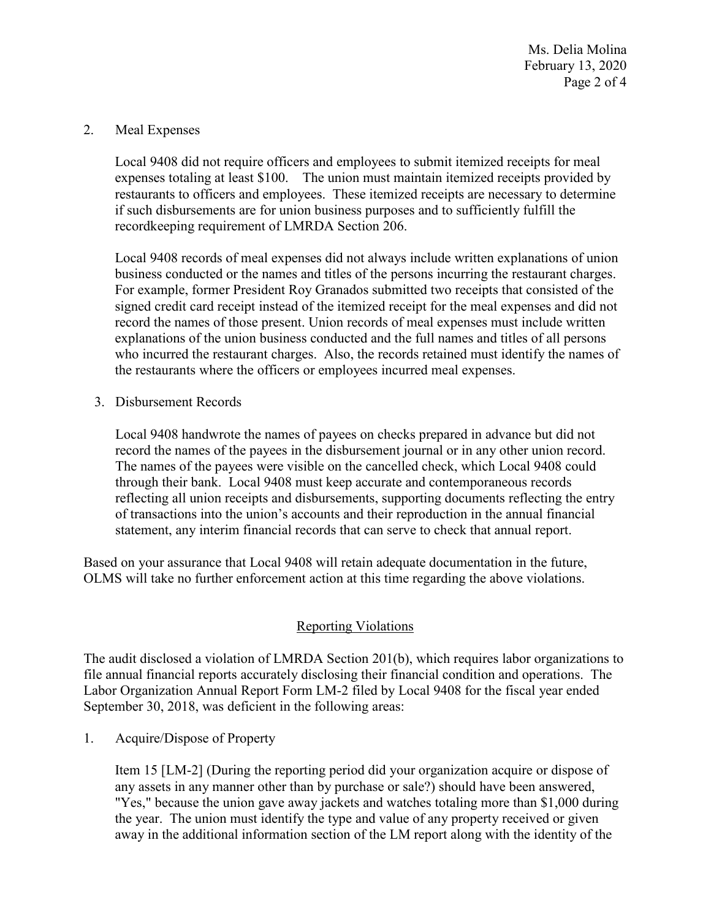2. Meal Expenses

   Local 9408 did not require officers and employees to submit itemized receipts for meal expenses totaling at least $100. The union must maintain itemized receipts provided by restaurants to officers and employees. These itemized receipts are necessary to determine if such disbursements are for union business purposes and to sufficiently fulfill the recordkeeping requirement of LMRDA Section 206.

   Local 9408 records of meal expenses did not always include written explanations of union business conducted or the names and titles of the persons incurring the restaurant charges. For example, former President Roy Granados submitted two receipts that consisted of the signed credit card receipt instead of the itemized receipt for the meal expenses and did not record the names of those present. Union records of meal expenses must include written explanations of the union business conducted and the full names and titles of all persons who incurred the restaurant charges. Also, the records retained must identify the names of the restaurants where the officers or employees incurred meal expenses.

3. Disbursement Records

   Local 9408 handwrote the names of payees on checks prepared in advance but did not record the names of the payees in the disbursement journal or in any other union record. The names of the payees were visible on the cancelled check, which Local 9408 could through their bank. Local 9408 must keep accurate and contemporaneous records reflecting all union receipts and disbursements, supporting documents reflecting the entry of transactions into the union's accounts and their reproduction in the annual financial statement, any interim financial records that can serve to check that annual report.

Based on your assurance that Local 9408 will retain adequate documentation in the future, OLMS will take no further enforcement action at this time regarding the above violations.

## Reporting Violations

The audit disclosed a violation of LMRDA Section 201(b), which requires labor organizations to file annual financial reports accurately disclosing their financial condition and operations. The Labor Organization Annual Report Form LM-2 filed by Local 9408 for the fiscal year ended September 30, 2018, was deficient in the following areas:

1. Acquire/Dispose of Property

   Item 15 [LM-2] (During the reporting period did your organization acquire or dispose of any assets in any manner other than by purchase or sale?) should have been answered, "Yes," because the union gave away jackets and watches totaling more than $1,000 during the year. The union must identify the type and value of any property received or given away in the additional information section of the LM report along with the identity of the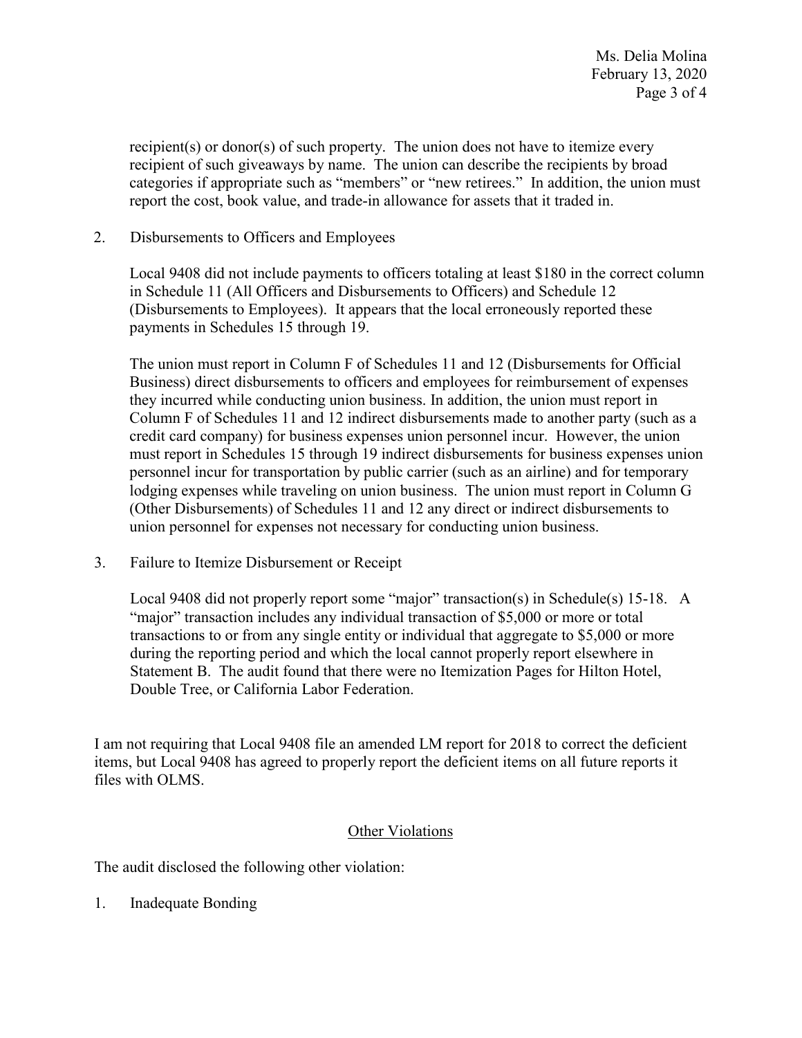recipient(s) or donor(s) of such property. The union does not have to itemize every recipient of such giveaways by name. The union can describe the recipients by broad categories if appropriate such as "members" or "new retirees." In addition, the union must report the cost, book value, and trade-in allowance for assets that it traded in.

2. Disbursements to Officers and Employees

   Local 9408 did not include payments to officers totaling at least $180 in the correct column in Schedule 11 (All Officers and Disbursements to Officers) and Schedule 12 (Disbursements to Employees). It appears that the local erroneously reported these payments in Schedules 15 through 19.

   The union must report in Column F of Schedules 11 and 12 (Disbursements for Official Business) direct disbursements to officers and employees for reimbursement of expenses they incurred while conducting union business. In addition, the union must report in Column F of Schedules 11 and 12 indirect disbursements made to another party (such as a credit card company) for business expenses union personnel incur. However, the union must report in Schedules 15 through 19 indirect disbursements for business expenses union personnel incur for transportation by public carrier (such as an airline) and for temporary lodging expenses while traveling on union business. The union must report in Column G (Other Disbursements) of Schedules 11 and 12 any direct or indirect disbursements to union personnel for expenses not necessary for conducting union business.

3. Failure to Itemize Disbursement or Receipt

   Local 9408 did not properly report some "major" transaction(s) in Schedule(s) 15-18. A "major" transaction includes any individual transaction of $5,000 or more or total transactions to or from any single entity or individual that aggregate to $5,000 or more during the reporting period and which the local cannot properly report elsewhere in Statement B. The audit found that there were no Itemization Pages for Hilton Hotel, Double Tree, or California Labor Federation.

I am not requiring that Local 9408 file an amended LM report for 2018 to correct the deficient items, but Local 9408 has agreed to properly report the deficient items on all future reports it files with OLMS.

## Other Violations

The audit disclosed the following other violation:

1. Inadequate Bonding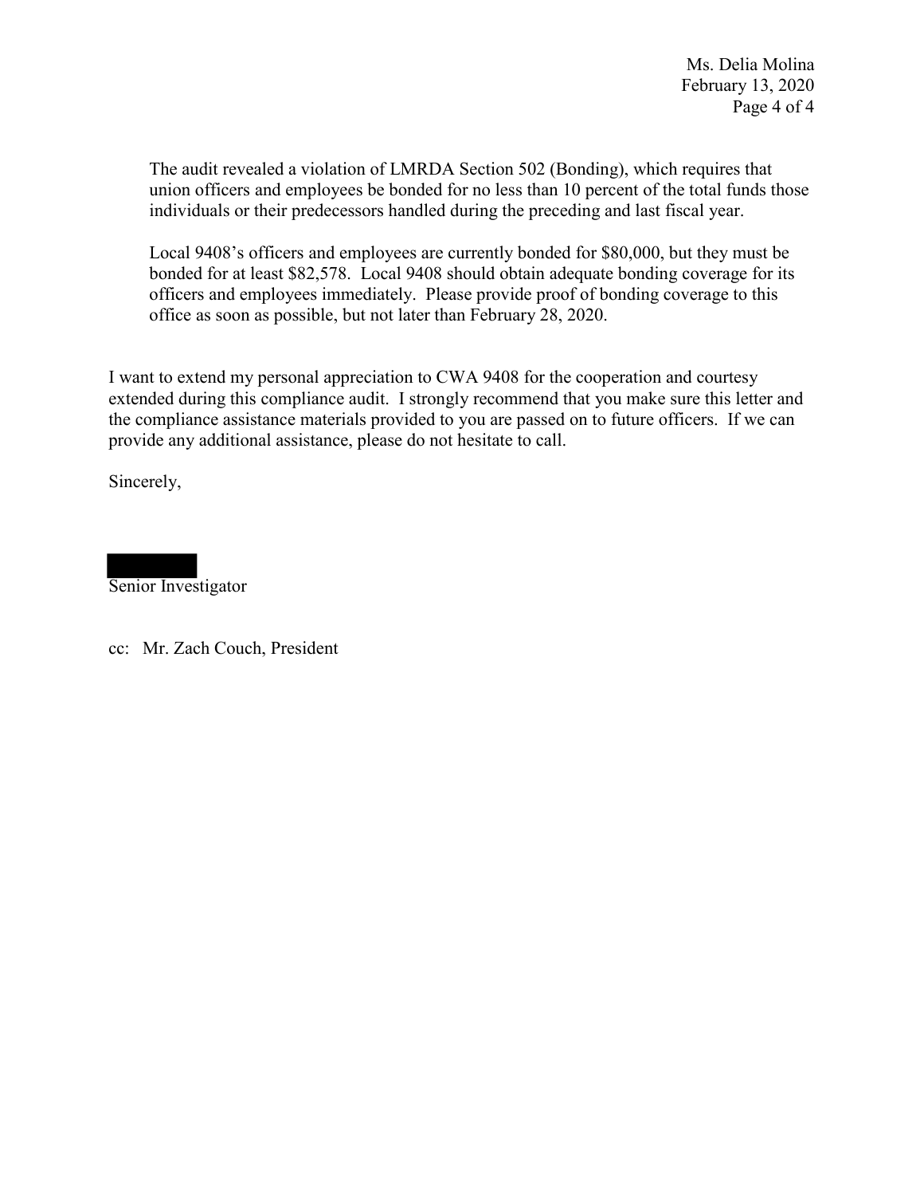The audit revealed a violation of LMRDA Section 502 (Bonding), which requires that union officers and employees be bonded for no less than 10 percent of the total funds those individuals or their predecessors handled during the preceding and last fiscal year.

Local 9408's officers and employees are currently bonded for $80,000, but they must be bonded for at least $82,578. Local 9408 should obtain adequate bonding coverage for its officers and employees immediately. Please provide proof of bonding coverage to this office as soon as possible, but not later than February 28, 2020.

I want to extend my personal appreciation to CWA 9408 for the cooperation and courtesy extended during this compliance audit. I strongly recommend that you make sure this letter and the compliance assistance materials provided to you are passed on to future officers. If we can provide any additional assistance, please do not hesitate to call.

Sincerely,

Senior Investigator

cc: Mr. Zach Couch, President